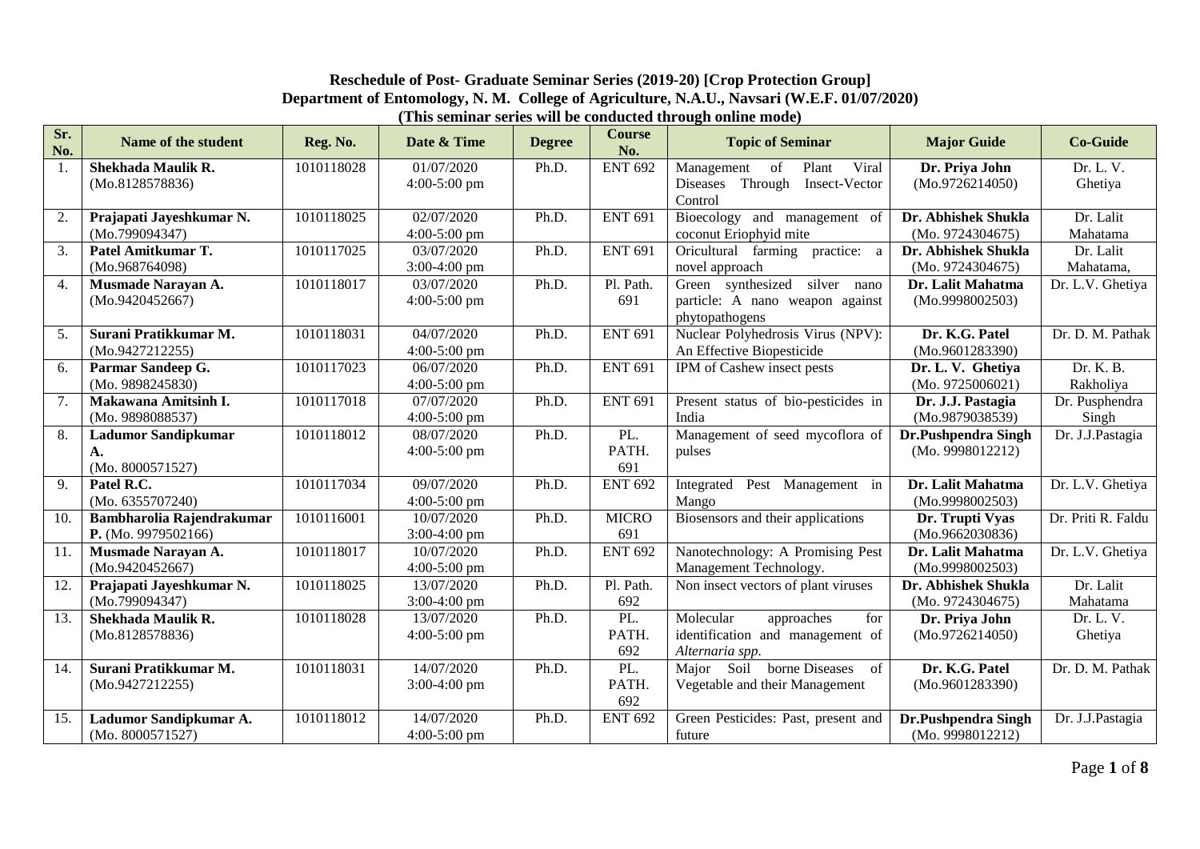**Reschedule of Post- Graduate Seminar Series (2019-20) [Crop Protection Group]**
**Department of Entomology, N. M. College of Agriculture, N.A.U., Navsari (W.E.F. 01/07/2020)**
**(This seminar series will be conducted through online mode)**

| Sr. No. | Name of the student | Reg. No. | Date & Time | Degree | Course No. | Topic of Seminar | Major Guide | Co-Guide |
|---|---|---|---|---|---|---|---|---|
| 1. | **Shekhada Maulik R.** (Mo.8128578836) | 1010118028 | 01/07/2020 4:00-5:00 pm | Ph.D. | ENT 692 | Management of Plant Viral Diseases Through Insect-Vector Control | **Dr. Priya John** (Mo.9726214050) | Dr. L. V. Ghetiya |
| 2. | **Prajapati Jayeshkumar N.** (Mo.799094347) | 1010118025 | 02/07/2020 4:00-5:00 pm | Ph.D. | ENT 691 | Bioecology and management of coconut Eriophyid mite | **Dr. Abhishek Shukla** (Mo. 9724304675) | Dr. Lalit Mahatama |
| 3. | **Patel Amitkumar T.** (Mo.968764098) | 1010117025 | 03/07/2020 3:00-4:00 pm | Ph.D. | ENT 691 | Oricultural farming practice: a novel approach | **Dr. Abhishek Shukla** (Mo. 9724304675) | Dr. Lalit Mahatama, |
| 4. | **Musmade Narayan A.** (Mo.9420452667) | 1010118017 | 03/07/2020 4:00-5:00 pm | Ph.D. | Pl. Path. 691 | Green synthesized silver nano particle: A nano weapon against phytopathogens | **Dr. Lalit Mahatma** (Mo.9998002503) | Dr. L.V. Ghetiya |
| 5. | **Surani Pratikkumar M.** (Mo.9427212255) | 1010118031 | 04/07/2020 4:00-5:00 pm | Ph.D. | ENT 691 | Nuclear Polyhedrosis Virus (NPV): An Effective Biopesticide | **Dr. K.G. Patel** (Mo.9601283390) | Dr. D. M. Pathak |
| 6. | **Parmar Sandeep G.** (Mo. 9898245830) | 1010117023 | 06/07/2020 4:00-5:00 pm | Ph.D. | ENT 691 | IPM of Cashew insect pests | **Dr. L. V. Ghetiya** (Mo. 9725006021) | Dr. K. B. Rakholiya |
| 7. | **Makawana Amitsinh I.** (Mo. 9898088537) | 1010117018 | 07/07/2020 4:00-5:00 pm | Ph.D. | ENT 691 | Present status of bio-pesticides in India | **Dr. J.J. Pastagia** (Mo.9879038539) | Dr. Pusphendra Singh |
| 8. | **Ladumor Sandipkumar A.** (Mo. 8000571527) | 1010118012 | 08/07/2020 4:00-5:00 pm | Ph.D. | PL. PATH. 691 | Management of seed mycoflora of pulses | **Dr.Pushpendra Singh** (Mo. 9998012212) | Dr. J.J.Pastagia |
| 9. | **Patel R.C.** (Mo. 6355707240) | 1010117034 | 09/07/2020 4:00-5:00 pm | Ph.D. | ENT 692 | Integrated Pest Management in Mango | **Dr. Lalit Mahatma** (Mo.9998002503) | Dr. L.V. Ghetiya |
| 10. | **Bambharolia Rajendrakumar P.** (Mo. 9979502166) | 1010116001 | 10/07/2020 3:00-4:00 pm | Ph.D. | MICRO 691 | Biosensors and their applications | **Dr. Trupti Vyas** (Mo.9662030836) | Dr. Priti R. Faldu |
| 11. | **Musmade Narayan A.** (Mo.9420452667) | 1010118017 | 10/07/2020 4:00-5:00 pm | Ph.D. | ENT 692 | Nanotechnology: A Promising Pest Management Technology. | **Dr. Lalit Mahatma** (Mo.9998002503) | Dr. L.V. Ghetiya |
| 12. | **Prajapati Jayeshkumar N.** (Mo.799094347) | 1010118025 | 13/07/2020 3:00-4:00 pm | Ph.D. | Pl. Path. 692 | Non insect vectors of plant viruses | **Dr. Abhishek Shukla** (Mo. 9724304675) | Dr. Lalit Mahatama |
| 13. | **Shekhada Maulik R.** (Mo.8128578836) | 1010118028 | 13/07/2020 4:00-5:00 pm | Ph.D. | PL. PATH. 692 | Molecular approaches for identification and management of *Alternaria spp.* | **Dr. Priya John** (Mo.9726214050) | Dr. L. V. Ghetiya |
| 14. | **Surani Pratikkumar M.** (Mo.9427212255) | 1010118031 | 14/07/2020 3:00-4:00 pm | Ph.D. | PL. PATH. 692 | Major Soil borne Diseases of Vegetable and their Management | **Dr. K.G. Patel** (Mo.9601283390) | Dr. D. M. Pathak |
| 15. | **Ladumor Sandipkumar A.** (Mo. 8000571527) | 1010118012 | 14/07/2020 4:00-5:00 pm | Ph.D. | ENT 692 | Green Pesticides: Past, present and future | **Dr.Pushpendra Singh** (Mo. 9998012212) | Dr. J.J.Pastagia |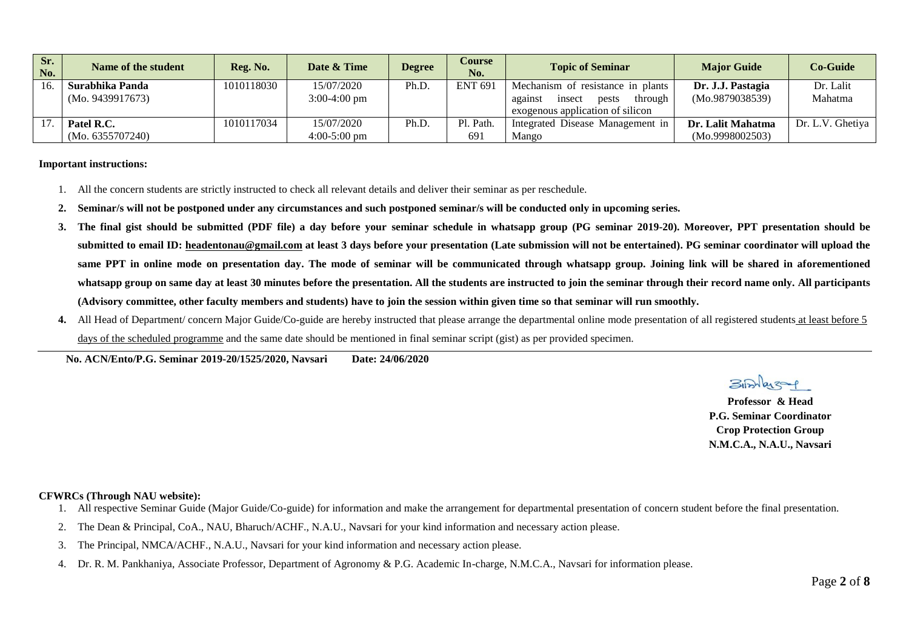| Sr. No. | Name of the student | Reg. No. | Date & Time | Degree | Course No. | Topic of Seminar | Major Guide | Co-Guide |
|---|---|---|---|---|---|---|---|---|
| 16. | **Surabhika Panda** (Mo. 9439917673) | 1010118030 | 15/07/2020 3:00-4:00 pm | Ph.D. | ENT 691 | Mechanism of resistance in plants against insect pests through exogenous application of silicon | **Dr. J.J. Pastagia** (Mo.9879038539) | Dr. Lalit Mahatma |
| 17. | **Patel R.C.** (Mo. 6355707240) | 1010117034 | 15/07/2020 4:00-5:00 pm | Ph.D. | Pl. Path. 691 | Integrated Disease Management in Mango | **Dr. Lalit Mahatma** (Mo.9998002503) | Dr. L.V. Ghetiya |

**Important instructions:**

1. All the concern students are strictly instructed to check all relevant details and deliver their seminar as per reschedule.
2. **Seminar/s will not be postponed under any circumstances and such postponed seminar/s will be conducted only in upcoming series.**
3. **The final gist should be submitted (PDF file) a day before your seminar schedule in whatsapp group (PG seminar 2019-20). Moreover, PPT presentation should be submitted to email ID: headentonau@gmail.com at least 3 days before your presentation (Late submission will not be entertained). PG seminar coordinator will upload the same PPT in online mode on presentation day. The mode of seminar will be communicated through whatsapp group. Joining link will be shared in aforementioned whatsapp group on same day at least 30 minutes before the presentation. All the students are instructed to join the seminar through their record name only. All participants (Advisory committee, other faculty members and students) have to join the session within given time so that seminar will run smoothly.**
4. All Head of Department/ concern Major Guide/Co-guide are hereby instructed that please arrange the departmental online mode presentation of all registered students at least before 5 days of the scheduled programme and the same date should be mentioned in final seminar script (gist) as per provided specimen.

**No. ACN/Ento/P.G. Seminar 2019-20/1525/2020, Navsari** **Date: 24/06/2020**

**Professor & Head**
**P.G. Seminar Coordinator**
**Crop Protection Group**
**N.M.C.A., N.A.U., Navsari**

**CFWRCs (Through NAU website):**

1. All respective Seminar Guide (Major Guide/Co-guide) for information and make the arrangement for departmental presentation of concern student before the final presentation.
2. The Dean & Principal, CoA., NAU, Bharuch/ACHF., N.A.U., Navsari for your kind information and necessary action please.
3. The Principal, NMCA/ACHF., N.A.U., Navsari for your kind information and necessary action please.
4. Dr. R. M. Pankhaniya, Associate Professor, Department of Agronomy & P.G. Academic In-charge, N.M.C.A., Navsari for information please.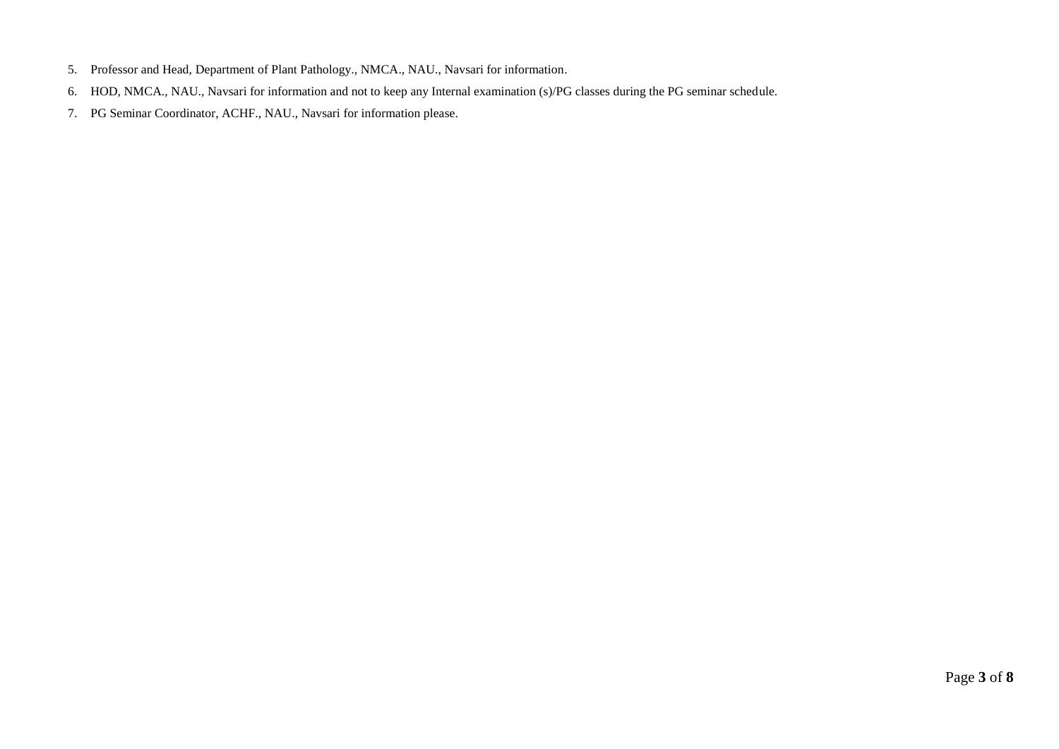5. Professor and Head, Department of Plant Pathology., NMCA., NAU., Navsari for information.
6. HOD, NMCA., NAU., Navsari for information and not to keep any Internal examination (s)/PG classes during the PG seminar schedule.
7. PG Seminar Coordinator, ACHF., NAU., Navsari for information please.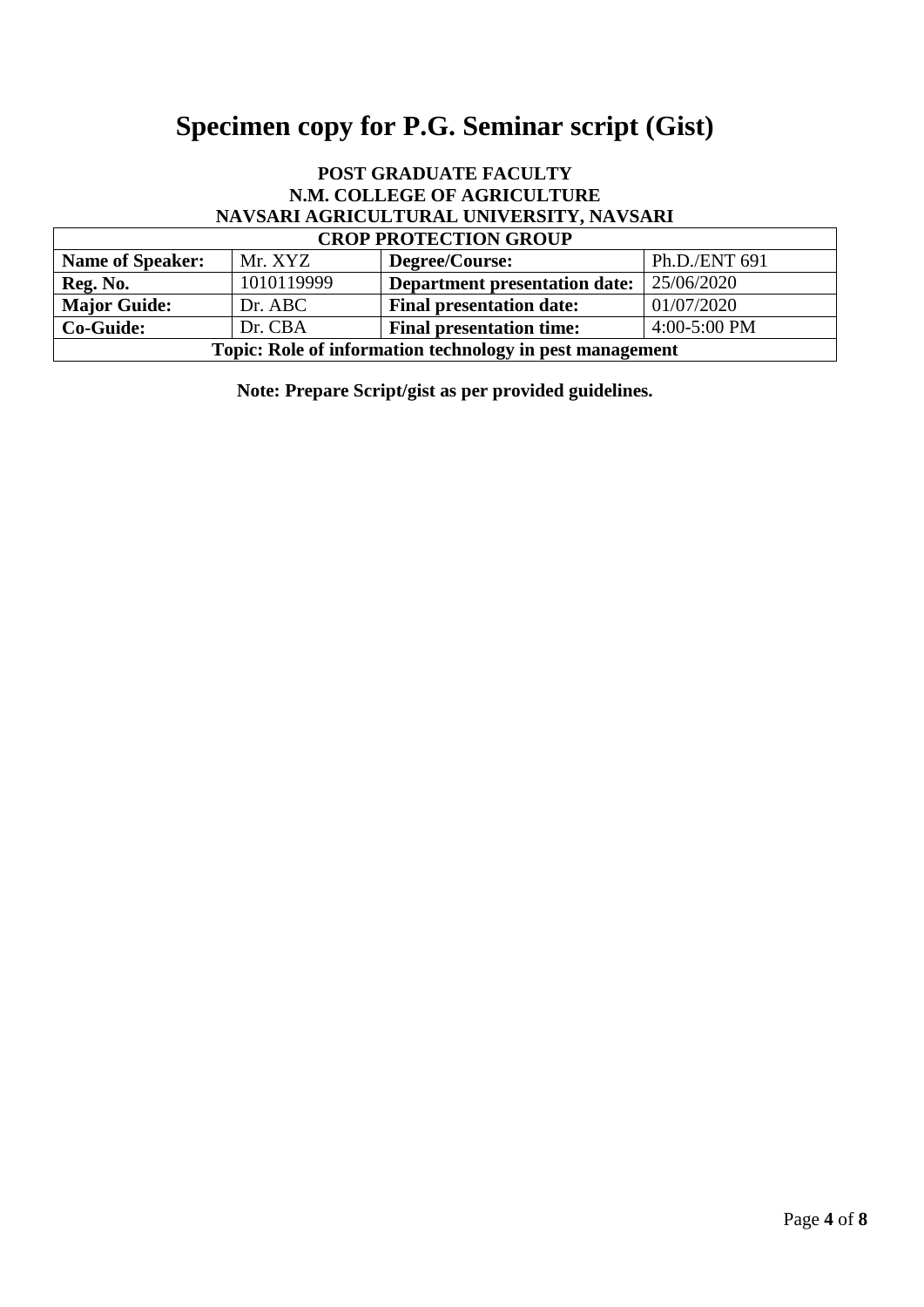# Specimen copy for P.G. Seminar script (Gist)

**POST GRADUATE FACULTY**
**N.M. COLLEGE OF AGRICULTURE**
**NAVSARI AGRICULTURAL UNIVERSITY, NAVSARI**

| **CROP PROTECTION GROUP** | | | |
|---|---|---|---|
| **Name of Speaker:** | Mr. XYZ | **Degree/Course:** | Ph.D./ENT 691 |
| **Reg. No.** | 1010119999 | **Department presentation date:** | 25/06/2020 |
| **Major Guide:** | Dr. ABC | **Final presentation date:** | 01/07/2020 |
| **Co-Guide:** | Dr. CBA | **Final presentation time:** | 4:00-5:00 PM |
| **Topic: Role of information technology in pest management** | | | |

**Note: Prepare Script/gist as per provided guidelines.**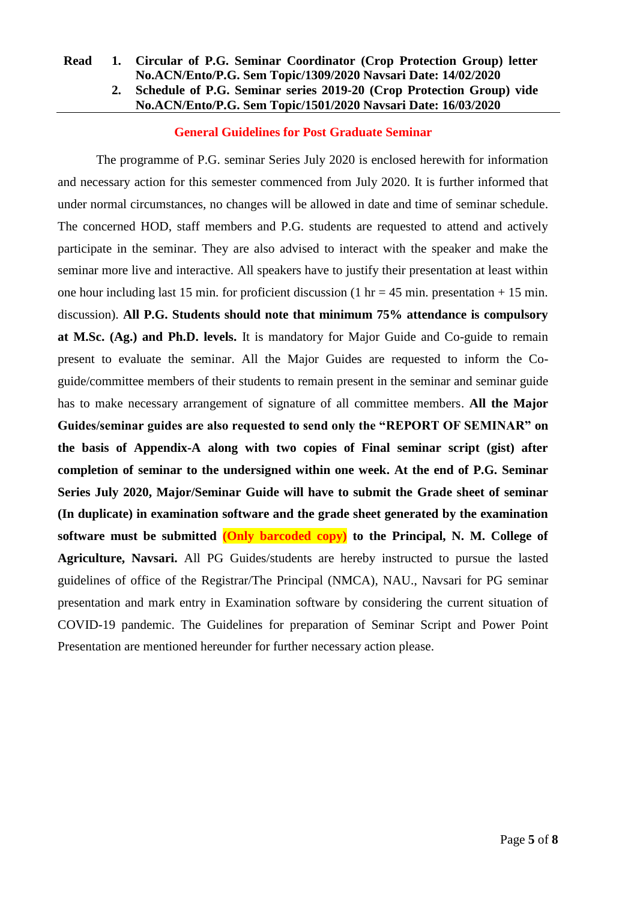**Read** 1. **Circular of P.G. Seminar Coordinator (Crop Protection Group) letter No.ACN/Ento/P.G. Sem Topic/1309/2020 Navsari Date: 14/02/2020**

2. **Schedule of P.G. Seminar series 2019-20 (Crop Protection Group) vide No.ACN/Ento/P.G. Sem Topic/1501/2020 Navsari Date: 16/03/2020**

---

## General Guidelines for Post Graduate Seminar

The programme of P.G. seminar Series July 2020 is enclosed herewith for information and necessary action for this semester commenced from July 2020. It is further informed that under normal circumstances, no changes will be allowed in date and time of seminar schedule. The concerned HOD, staff members and P.G. students are requested to attend and actively participate in the seminar. They are also advised to interact with the speaker and make the seminar more live and interactive. All speakers have to justify their presentation at least within one hour including last 15 min. for proficient discussion (1 hr = 45 min. presentation + 15 min. discussion). **All P.G. Students should note that minimum 75% attendance is compulsory at M.Sc. (Ag.) and Ph.D. levels.** It is mandatory for Major Guide and Co-guide to remain present to evaluate the seminar. All the Major Guides are requested to inform the Co-guide/committee members of their students to remain present in the seminar and seminar guide has to make necessary arrangement of signature of all committee members. **All the Major Guides/seminar guides are also requested to send only the "REPORT OF SEMINAR" on the basis of Appendix-A along with two copies of Final seminar script (gist) after completion of seminar to the undersigned within one week. At the end of P.G. Seminar Series July 2020, Major/Seminar Guide will have to submit the Grade sheet of seminar (In duplicate) in examination software and the grade sheet generated by the examination software must be submitted (Only barcoded copy) to the Principal, N. M. College of Agriculture, Navsari.** All PG Guides/students are hereby instructed to pursue the lasted guidelines of office of the Registrar/The Principal (NMCA), NAU., Navsari for PG seminar presentation and mark entry in Examination software by considering the current situation of COVID-19 pandemic. The Guidelines for preparation of Seminar Script and Power Point Presentation are mentioned hereunder for further necessary action please.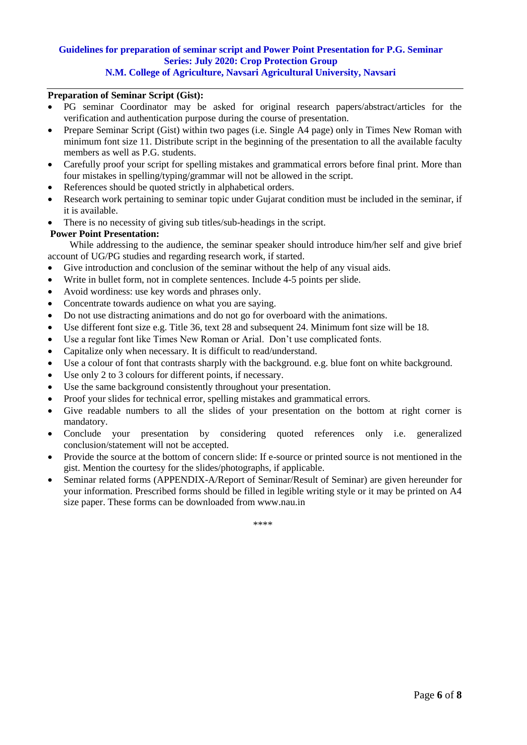**Guidelines for preparation of seminar script and Power Point Presentation for P.G. Seminar**
**Series: July 2020: Crop Protection Group**
**N.M. College of Agriculture, Navsari Agricultural University, Navsari**

---

**Preparation of Seminar Script (Gist):**

- PG seminar Coordinator may be asked for original research papers/abstract/articles for the verification and authentication purpose during the course of presentation.
- Prepare Seminar Script (Gist) within two pages (i.e. Single A4 page) only in Times New Roman with minimum font size 11. Distribute script in the beginning of the presentation to all the available faculty members as well as P.G. students.
- Carefully proof your script for spelling mistakes and grammatical errors before final print. More than four mistakes in spelling/typing/grammar will not be allowed in the script.
- References should be quoted strictly in alphabetical orders.
- Research work pertaining to seminar topic under Gujarat condition must be included in the seminar, if it is available.
- There is no necessity of giving sub titles/sub-headings in the script.

**Power Point Presentation:**

While addressing to the audience, the seminar speaker should introduce him/her self and give brief account of UG/PG studies and regarding research work, if started.

- Give introduction and conclusion of the seminar without the help of any visual aids.
- Write in bullet form, not in complete sentences. Include 4-5 points per slide.
- Avoid wordiness: use key words and phrases only.
- Concentrate towards audience on what you are saying.
- Do not use distracting animations and do not go for overboard with the animations.
- Use different font size e.g. Title 36, text 28 and subsequent 24. Minimum font size will be 18.
- Use a regular font like Times New Roman or Arial. Don't use complicated fonts.
- Capitalize only when necessary. It is difficult to read/understand.
- Use a colour of font that contrasts sharply with the background. e.g. blue font on white background.
- Use only 2 to 3 colours for different points, if necessary.
- Use the same background consistently throughout your presentation.
- Proof your slides for technical error, spelling mistakes and grammatical errors.
- Give readable numbers to all the slides of your presentation on the bottom at right corner is mandatory.
- Conclude your presentation by considering quoted references only i.e. generalized conclusion/statement will not be accepted.
- Provide the source at the bottom of concern slide: If e-source or printed source is not mentioned in the gist. Mention the courtesy for the slides/photographs, if applicable.
- Seminar related forms (APPENDIX-A/Report of Seminar/Result of Seminar) are given hereunder for your information. Prescribed forms should be filled in legible writing style or it may be printed on A4 size paper. These forms can be downloaded from www.nau.in

****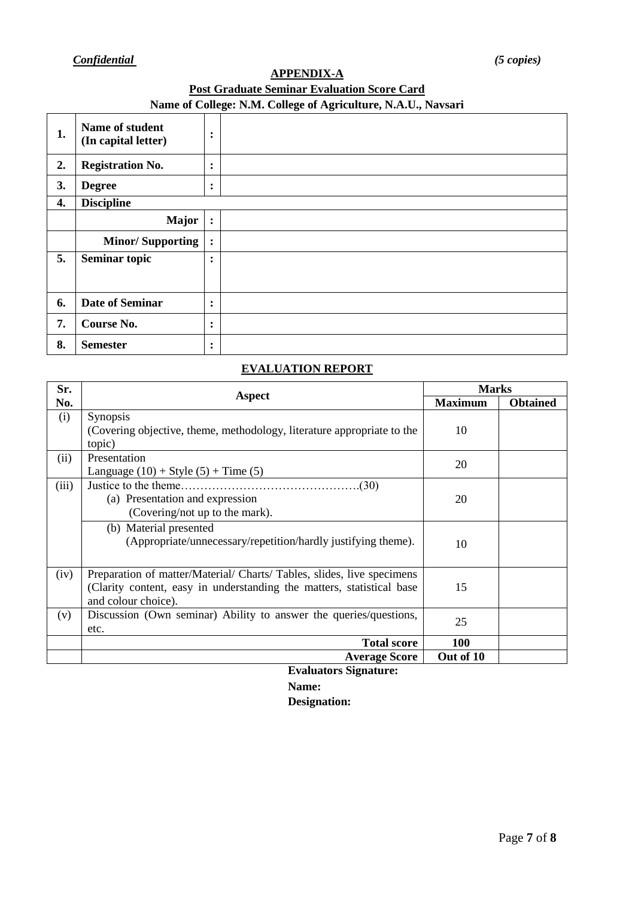*Confidential* *(5 copies)*

**APPENDIX-A**

**Post Graduate Seminar Evaluation Score Card**

**Name of College: N.M. College of Agriculture, N.A.U., Navsari**

| | | | |
|---|---|---|---|
| **1.** | **Name of student (In capital letter)** | **:** | |
| **2.** | **Registration No.** | **:** | |
| **3.** | **Degree** | **:** | |
| **4.** | **Discipline** | | |
| | **Major** | **:** | |
| | **Minor/ Supporting** | **:** | |
| **5.** | **Seminar topic** | **:** | |
| **6.** | **Date of Seminar** | **:** | |
| **7.** | **Course No.** | **:** | |
| **8.** | **Semester** | **:** | |

**EVALUATION REPORT**

| Sr. No. | Aspect | Marks | |
|---|---|---|---|
| | | **Maximum** | **Obtained** |
| (i) | Synopsis (Covering objective, theme, methodology, literature appropriate to the topic) | 10 | |
| (ii) | Presentation Language (10) + Style (5) + Time (5) | 20 | |
| (iii) | Justice to the theme……………………………………….(30) (a) Presentation and expression (Covering/not up to the mark). | 20 | |
| | (b) Material presented (Appropriate/unnecessary/repetition/hardly justifying theme). | 10 | |
| (iv) | Preparation of matter/Material/ Charts/ Tables, slides, live specimens (Clarity content, easy in understanding the matters, statistical base and colour choice). | 15 | |
| (v) | Discussion (Own seminar) Ability to answer the queries/questions, etc. | 25 | |
| | **Total score** | **100** | |
| | **Average Score** | **Out of 10** | |

**Evaluators Signature:**

**Name:**

**Designation:**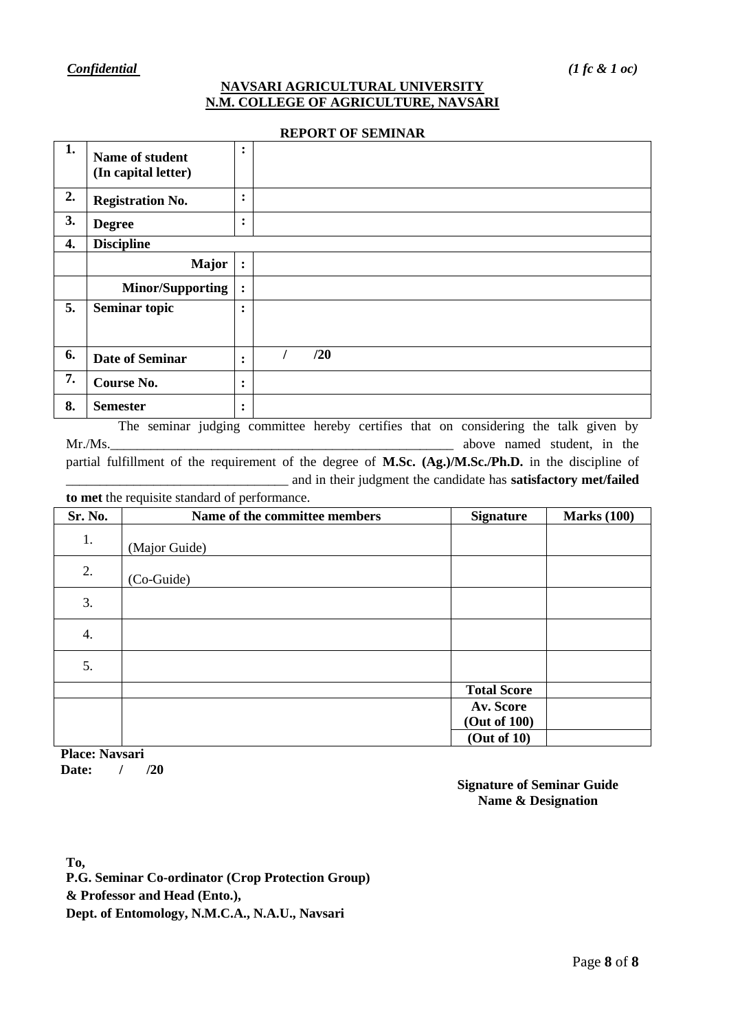*Confidential* *(1 fc & 1 oc)*

**NAVSARI AGRICULTURAL UNIVERSITY**
**N.M. COLLEGE OF AGRICULTURE, NAVSARI**

**REPORT OF SEMINAR**

| | | | |
|---|---|---|---|
| **1.** | **Name of student (In capital letter)** | **:** | |
| **2.** | **Registration No.** | **:** | |
| **3.** | **Degree** | **:** | |
| **4.** | **Discipline** | | |
| | **Major** | **:** | |
| | **Minor/Supporting** | **:** | |
| **5.** | **Seminar topic** | **:** | |
| **6.** | **Date of Seminar** | **:** | **/ /20** |
| **7.** | **Course No.** | **:** | |
| **8.** | **Semester** | **:** | |

The seminar judging committee hereby certifies that on considering the talk given by Mr./Ms.\_\_\_\_\_\_\_\_\_\_\_\_\_\_\_\_\_\_\_\_\_\_\_\_\_\_\_\_\_\_\_\_\_\_\_\_\_\_\_\_\_\_\_\_\_\_\_\_ above named student, in the partial fulfillment of the requirement of the degree of **M.Sc. (Ag.)/M.Sc./Ph.D.** in the discipline of \_\_\_\_\_\_\_\_\_\_\_\_\_\_\_\_\_\_\_\_\_\_\_\_\_\_\_\_\_\_\_\_\_\_ and in their judgment the candidate has **satisfactory met/failed to met** the requisite standard of performance.

| Sr. No. | Name of the committee members | Signature | Marks (100) |
|---|---|---|---|
| 1. | (Major Guide) | | |
| 2. | (Co-Guide) | | |
| 3. | | | |
| 4. | | | |
| 5. | | | |
| | | **Total Score** | |
| | | **Av. Score (Out of 100)** | |
| | | **(Out of 10)** | |

**Place: Navsari**
**Date: / /20**

**Signature of Seminar Guide**
**Name & Designation**

**To,**
**P.G. Seminar Co-ordinator (Crop Protection Group)**
**& Professor and Head (Ento.),**
**Dept. of Entomology, N.M.C.A., N.A.U., Navsari**